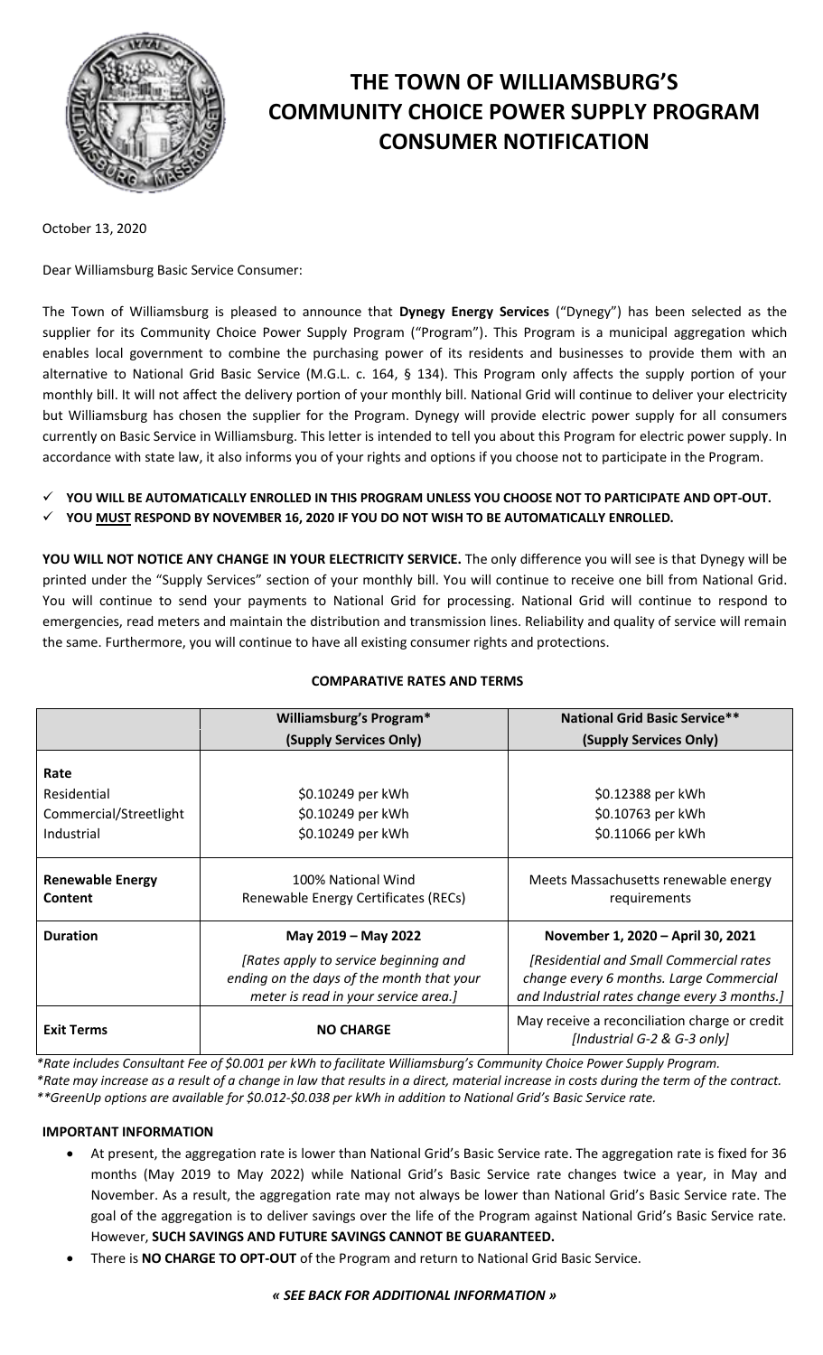# THE TOWN OF WILLIAMSBURG'S COMMUNITY CHOICE POWER SUPPLY PROGRAM CONSUMER NOTIFICATION

October 13, 2020

Dear Williamsburg Basic Service Consumer:

The Town of Williamsburg is pleased to announce that **Dynegy Energy Services** ("Dynegy") has been selected as the supplier for its Community Choice Power Supply Program ("Program"). This Program is a municipal aggregation which enables local government to combine the purchasing power of its residents and businesses to provide them with an alternative to National Grid Basic Service (M.G.L. c. 164, § 134). This Program only affects the supply portion of your monthly bill. It will not affect the delivery portion of your monthly bill. National Grid will continue to deliver your electricity but Williamsburg has chosen the supplier for the Program. Dynegy will provide electric power supply for all consumers currently on Basic Service in Williamsburg. This letter is intended to tell you about this Program for electric power supply. In accordance with state law, it also informs you of your rights and options if you choose not to participate in the Program.

- ✓ **YOU WILL BE AUTOMATICALLY ENROLLED IN THIS PROGRAM UNLESS YOU CHOOSE NOT TO PARTICIPATE AND OPT-OUT.**
- ✓ **YOU MUST RESPOND BY NOVEMBER 16, 2020 IF YOU DO NOT WISH TO BE AUTOMATICALLY ENROLLED.**

**YOU WILL NOT NOTICE ANY CHANGE IN YOUR ELECTRICITY SERVICE.** The only difference you will see is that Dynegy will be printed under the "Supply Services" section of your monthly bill. You will continue to receive one bill from National Grid. You will continue to send your payments to National Grid for processing. National Grid will continue to respond to emergencies, read meters and maintain the distribution and transmission lines. Reliability and quality of service will remain the same. Furthermore, you will continue to have all existing consumer rights and protections.

**COMPARATIVE RATES AND TERMS**

| | **Williamsburg's Program*** **(Supply Services Only)** | **National Grid Basic Service**** **(Supply Services Only)** |
|---|---|---|
| **Rate** | | |
| Residential | $0.10249 per kWh | $0.12388 per kWh |
| Commercial/Streetlight | $0.10249 per kWh | $0.10763 per kWh |
| Industrial | $0.10249 per kWh | $0.11066 per kWh |
| **Renewable Energy Content** | 100% National Wind Renewable Energy Certificates (RECs) | Meets Massachusetts renewable energy requirements |
| **Duration** | **May 2019 – May 2022** *[Rates apply to service beginning and ending on the days of the month that your meter is read in your service area.]* | **November 1, 2020 – April 30, 2021** *[Residential and Small Commercial rates change every 6 months. Large Commercial and Industrial rates change every 3 months.]* |
| **Exit Terms** | **NO CHARGE** | May receive a reconciliation charge or credit *[Industrial G-2 & G-3 only]* |

*\*Rate includes Consultant Fee of $0.001 per kWh to facilitate Williamsburg's Community Choice Power Supply Program.*
*\*Rate may increase as a result of a change in law that results in a direct, material increase in costs during the term of the contract.*
*\*\*GreenUp options are available for $0.012-$0.038 per kWh in addition to National Grid's Basic Service rate.*

**IMPORTANT INFORMATION**

- At present, the aggregation rate is lower than National Grid's Basic Service rate. The aggregation rate is fixed for 36 months (May 2019 to May 2022) while National Grid's Basic Service rate changes twice a year, in May and November. As a result, the aggregation rate may not always be lower than National Grid's Basic Service rate. The goal of the aggregation is to deliver savings over the life of the Program against National Grid's Basic Service rate. However, **SUCH SAVINGS AND FUTURE SAVINGS CANNOT BE GUARANTEED.**
- There is **NO CHARGE TO OPT-OUT** of the Program and return to National Grid Basic Service.

***« SEE BACK FOR ADDITIONAL INFORMATION »***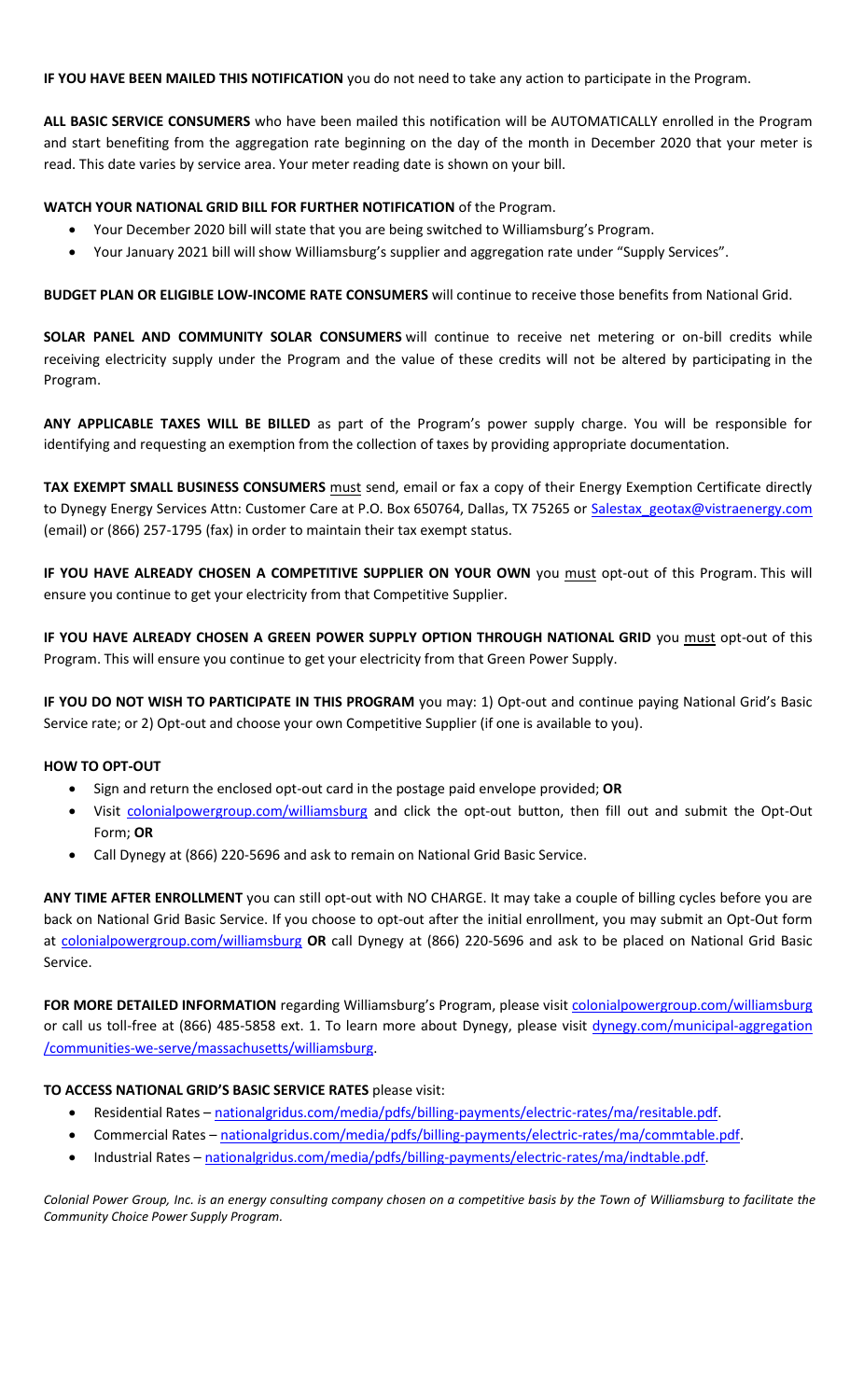**IF YOU HAVE BEEN MAILED THIS NOTIFICATION** you do not need to take any action to participate in the Program.

**ALL BASIC SERVICE CONSUMERS** who have been mailed this notification will be AUTOMATICALLY enrolled in the Program and start benefiting from the aggregation rate beginning on the day of the month in December 2020 that your meter is read. This date varies by service area. Your meter reading date is shown on your bill.

**WATCH YOUR NATIONAL GRID BILL FOR FURTHER NOTIFICATION** of the Program.

- Your December 2020 bill will state that you are being switched to Williamsburg's Program.
- Your January 2021 bill will show Williamsburg's supplier and aggregation rate under "Supply Services".

**BUDGET PLAN OR ELIGIBLE LOW-INCOME RATE CONSUMERS** will continue to receive those benefits from National Grid.

**SOLAR PANEL AND COMMUNITY SOLAR CONSUMERS** will continue to receive net metering or on-bill credits while receiving electricity supply under the Program and the value of these credits will not be altered by participating in the Program.

**ANY APPLICABLE TAXES WILL BE BILLED** as part of the Program's power supply charge. You will be responsible for identifying and requesting an exemption from the collection of taxes by providing appropriate documentation.

**TAX EXEMPT SMALL BUSINESS CONSUMERS** must send, email or fax a copy of their Energy Exemption Certificate directly to Dynegy Energy Services Attn: Customer Care at P.O. Box 650764, Dallas, TX 75265 or Salestax_geotax@vistraenergy.com (email) or (866) 257-1795 (fax) in order to maintain their tax exempt status.

**IF YOU HAVE ALREADY CHOSEN A COMPETITIVE SUPPLIER ON YOUR OWN** you must opt-out of this Program. This will ensure you continue to get your electricity from that Competitive Supplier.

**IF YOU HAVE ALREADY CHOSEN A GREEN POWER SUPPLY OPTION THROUGH NATIONAL GRID** you must opt-out of this Program. This will ensure you continue to get your electricity from that Green Power Supply.

**IF YOU DO NOT WISH TO PARTICIPATE IN THIS PROGRAM** you may: 1) Opt-out and continue paying National Grid's Basic Service rate; or 2) Opt-out and choose your own Competitive Supplier (if one is available to you).

**HOW TO OPT-OUT**

- Sign and return the enclosed opt-out card in the postage paid envelope provided; **OR**
- Visit colonialpowergroup.com/williamsburg and click the opt-out button, then fill out and submit the Opt-Out Form; **OR**
- Call Dynegy at (866) 220-5696 and ask to remain on National Grid Basic Service.

**ANY TIME AFTER ENROLLMENT** you can still opt-out with NO CHARGE. It may take a couple of billing cycles before you are back on National Grid Basic Service. If you choose to opt-out after the initial enrollment, you may submit an Opt-Out form at colonialpowergroup.com/williamsburg **OR** call Dynegy at (866) 220-5696 and ask to be placed on National Grid Basic Service.

**FOR MORE DETAILED INFORMATION** regarding Williamsburg's Program, please visit colonialpowergroup.com/williamsburg or call us toll-free at (866) 485-5858 ext. 1. To learn more about Dynegy, please visit dynegy.com/municipal-aggregation/communities-we-serve/massachusetts/williamsburg.

**TO ACCESS NATIONAL GRID'S BASIC SERVICE RATES** please visit:

- Residential Rates – nationalgridus.com/media/pdfs/billing-payments/electric-rates/ma/resitable.pdf.
- Commercial Rates – nationalgridus.com/media/pdfs/billing-payments/electric-rates/ma/commtable.pdf.
- Industrial Rates – nationalgridus.com/media/pdfs/billing-payments/electric-rates/ma/indtable.pdf.

*Colonial Power Group, Inc. is an energy consulting company chosen on a competitive basis by the Town of Williamsburg to facilitate the Community Choice Power Supply Program.*